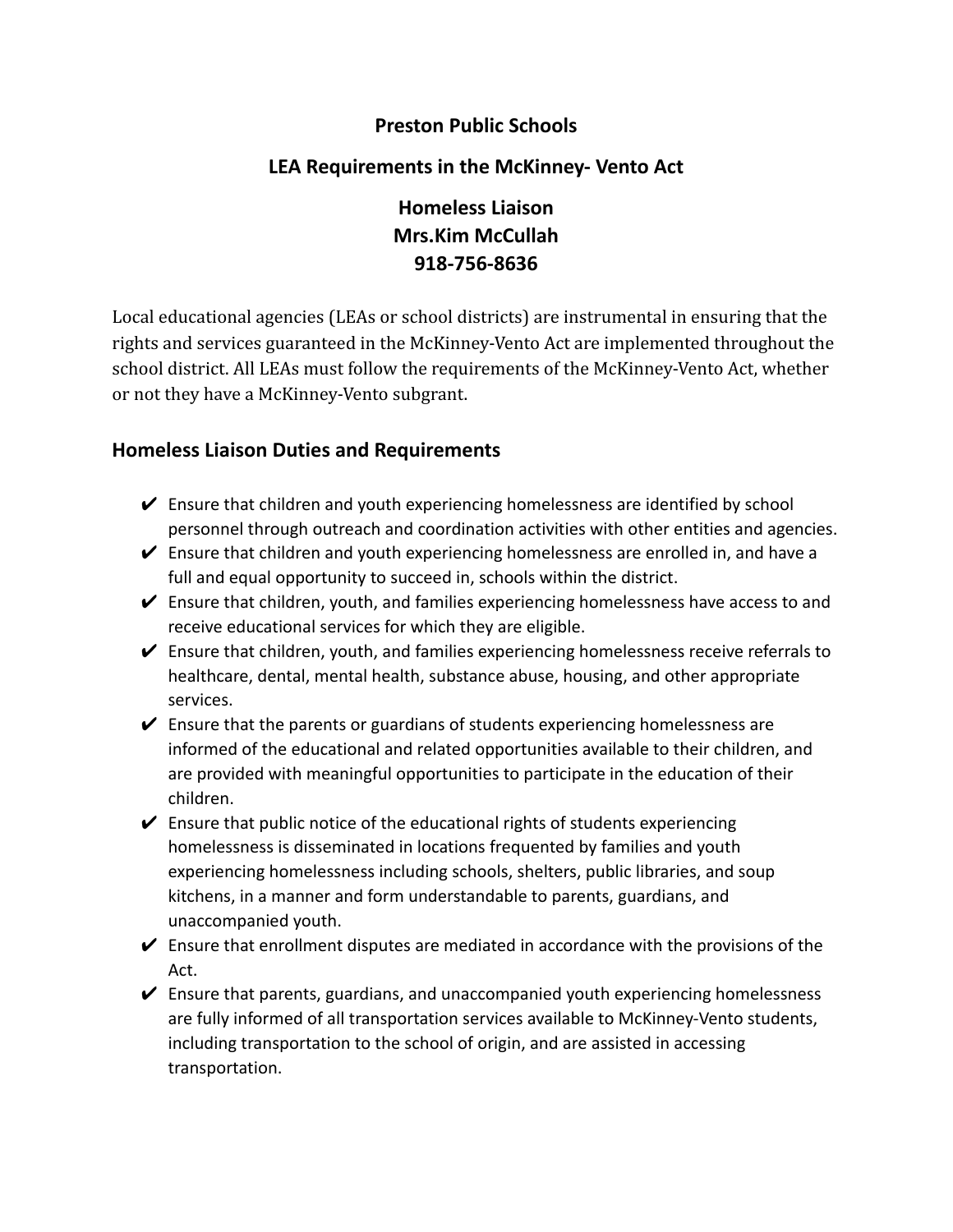# Preston Public Schools

## LEA Requirements in the McKinney- Vento Act

**Homeless Liaison**
**Mrs.Kim McCullah**
**918-756-8636**

Local educational agencies (LEAs or school districts) are instrumental in ensuring that the rights and services guaranteed in the McKinney-Vento Act are implemented throughout the school district. All LEAs must follow the requirements of the McKinney-Vento Act, whether or not they have a McKinney-Vento subgrant.

## Homeless Liaison Duties and Requirements

- ✔ Ensure that children and youth experiencing homelessness are identified by school personnel through outreach and coordination activities with other entities and agencies.
- ✔ Ensure that children and youth experiencing homelessness are enrolled in, and have a full and equal opportunity to succeed in, schools within the district.
- ✔ Ensure that children, youth, and families experiencing homelessness have access to and receive educational services for which they are eligible.
- ✔ Ensure that children, youth, and families experiencing homelessness receive referrals to healthcare, dental, mental health, substance abuse, housing, and other appropriate services.
- ✔ Ensure that the parents or guardians of students experiencing homelessness are informed of the educational and related opportunities available to their children, and are provided with meaningful opportunities to participate in the education of their children.
- ✔ Ensure that public notice of the educational rights of students experiencing homelessness is disseminated in locations frequented by families and youth experiencing homelessness including schools, shelters, public libraries, and soup kitchens, in a manner and form understandable to parents, guardians, and unaccompanied youth.
- ✔ Ensure that enrollment disputes are mediated in accordance with the provisions of the Act.
- ✔ Ensure that parents, guardians, and unaccompanied youth experiencing homelessness are fully informed of all transportation services available to McKinney-Vento students, including transportation to the school of origin, and are assisted in accessing transportation.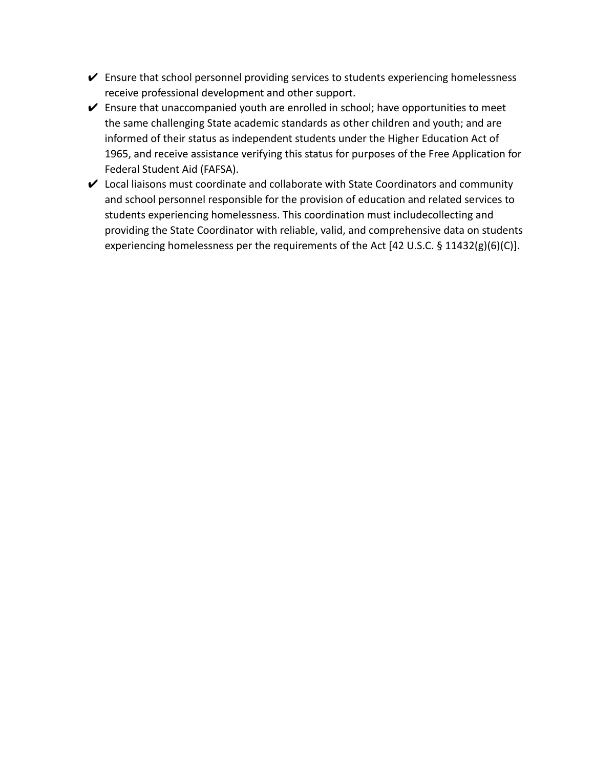- ✔ Ensure that school personnel providing services to students experiencing homelessness receive professional development and other support.
- ✔ Ensure that unaccompanied youth are enrolled in school; have opportunities to meet the same challenging State academic standards as other children and youth; and are informed of their status as independent students under the Higher Education Act of 1965, and receive assistance verifying this status for purposes of the Free Application for Federal Student Aid (FAFSA).
- ✔ Local liaisons must coordinate and collaborate with State Coordinators and community and school personnel responsible for the provision of education and related services to students experiencing homelessness. This coordination must includecollecting and providing the State Coordinator with reliable, valid, and comprehensive data on students experiencing homelessness per the requirements of the Act [42 U.S.C. § 11432(g)(6)(C)].